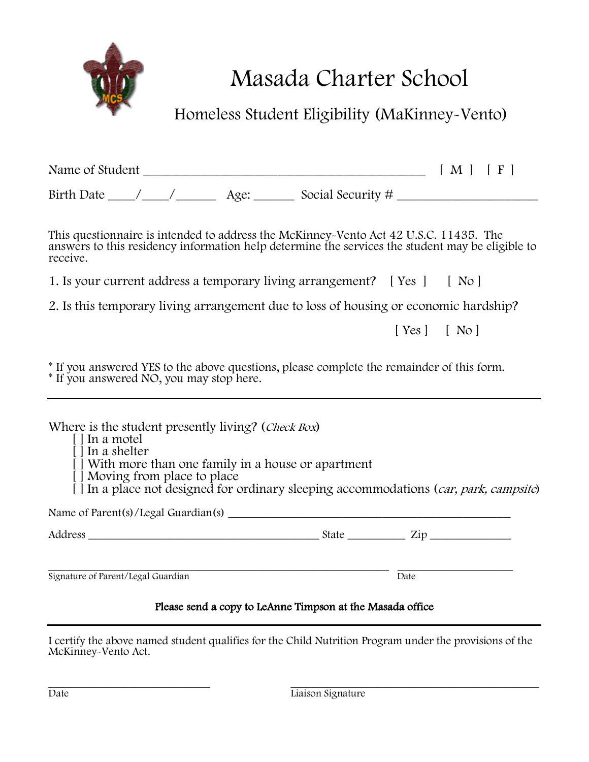# Masada Charter School

## Homeless Student Eligibility (MaKinney-Vento)

Name of Student _____________________________________________ [ M ] [ F ]

Birth Date ____/____/______ Age: ______ Social Security # ______________________

This questionnaire is intended to address the McKinney-Vento Act 42 U.S.C. 11435. The answers to this residency information help determine the services the student may be eligible to receive.

1. Is your current address a temporary living arrangement? [ Yes ] [ No ]

2. Is this temporary living arrangement due to loss of housing or economic hardship?

   [ Yes ] [ No ]

\* If you answered YES to the above questions, please complete the remainder of this form.
\* If you answered NO, you may stop here.

---

Where is the student presently living? (*Check Box*)

- [ ] In a motel
- [ ] In a shelter
- [ ] With more than one family in a house or apartment
- [ ] Moving from place to place
- [ ] In a place not designed for ordinary sleeping accommodations (*car, park, campsite*)

Name of Parent(s)/Legal Guardian(s) _______________________________________________

Address ________________________________________ State __________ Zip ______________

_____________________________________________________________ ____________________

Signature of Parent/Legal Guardian Date

**Please send a copy to LeAnne Timpson at the Masada office**

---

I certify the above named student qualifies for the Child Nutrition Program under the provisions of the McKinney-Vento Act.

_____________________________ _____________________________________________

Date Liaison Signature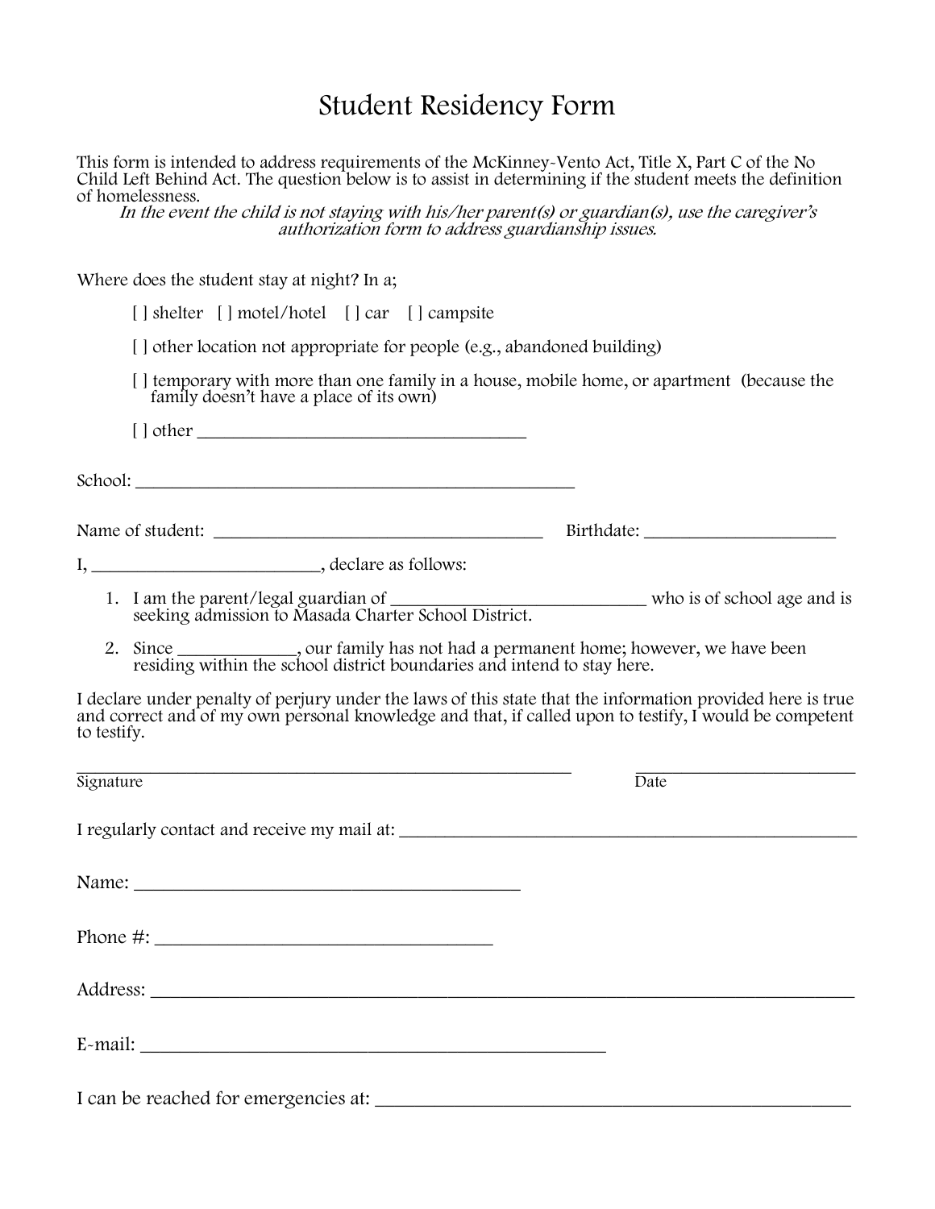# Student Residency Form

This form is intended to address requirements of the McKinney-Vento Act, Title X, Part C of the No Child Left Behind Act. The question below is to assist in determining if the student meets the definition of homelessness.

*In the event the child is not staying with his/her parent(s) or guardian(s), use the caregiver's authorization form to address guardianship issues.*

Where does the student stay at night? In a;

[ ] shelter [ ] motel/hotel [ ] car [ ] campsite

[ ] other location not appropriate for people (e.g., abandoned building)

[ ] temporary with more than one family in a house, mobile home, or apartment (because the family doesn't have a place of its own)

[ ] other ___________________________________

School: ___________________________________________________

Name of student: _____________________________________ Birthdate: _____________________

I, _________________________, declare as follows:

1. I am the parent/legal guardian of ____________________________ who is of school age and is seeking admission to Masada Charter School District.
2. Since ____________, our family has not had a permanent home; however, we have been residing within the school district boundaries and intend to stay here.

I declare under penalty of perjury under the laws of this state that the information provided here is true and correct and of my own personal knowledge and that, if called upon to testify, I would be competent to testify.

_________________________________________________________ _________________________

Signature Date

I regularly contact and receive my mail at: ___________________________________________________

Name: ____________________________________________

Phone #: ______________________________________

Address: ____________________________________________________________________________

E-mail: ____________________________________________________

I can be reached for emergencies at: ______________________________________________________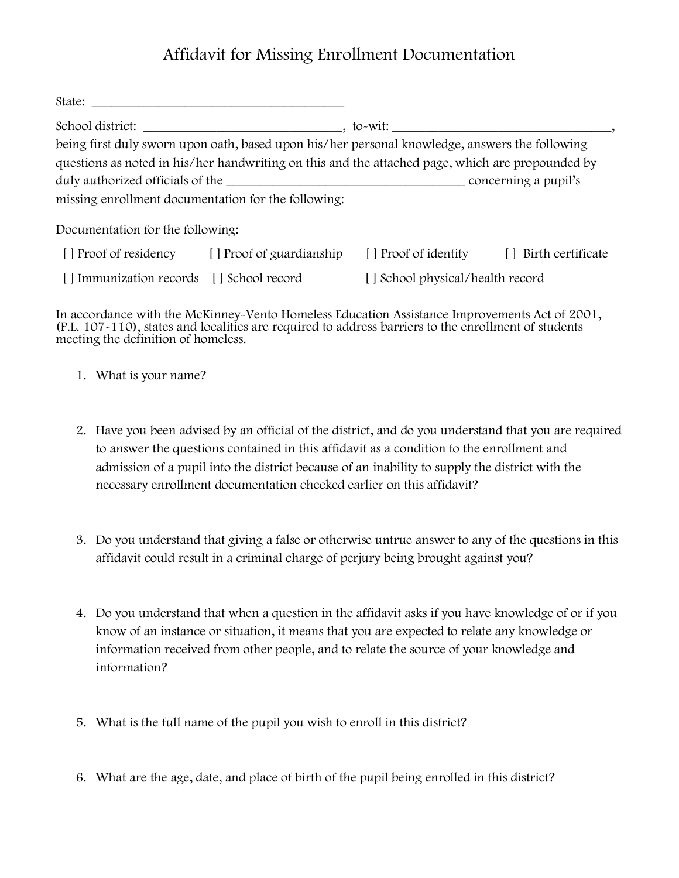# Affidavit for Missing Enrollment Documentation

State: ______________________________________

School district: ______________________________, to-wit: _________________________________, being first duly sworn upon oath, based upon his/her personal knowledge, answers the following questions as noted in his/her handwriting on this and the attached page, which are propounded by duly authorized officials of the ___________________________________ concerning a pupil's missing enrollment documentation for the following:

Documentation for the following:

[ ] Proof of residency  [ ] Proof of guardianship  [ ] Proof of identity  [ ] Birth certificate

[ ] Immunization records  [ ] School record  [ ] School physical/health record

In accordance with the McKinney-Vento Homeless Education Assistance Improvements Act of 2001, (P.L. 107-110), states and localities are required to address barriers to the enrollment of students meeting the definition of homeless.

1. What is your name?

2. Have you been advised by an official of the district, and do you understand that you are required to answer the questions contained in this affidavit as a condition to the enrollment and admission of a pupil into the district because of an inability to supply the district with the necessary enrollment documentation checked earlier on this affidavit?

3. Do you understand that giving a false or otherwise untrue answer to any of the questions in this affidavit could result in a criminal charge of perjury being brought against you?

4. Do you understand that when a question in the affidavit asks if you have knowledge of or if you know of an instance or situation, it means that you are expected to relate any knowledge or information received from other people, and to relate the source of your knowledge and information?

5. What is the full name of the pupil you wish to enroll in this district?

6. What are the age, date, and place of birth of the pupil being enrolled in this district?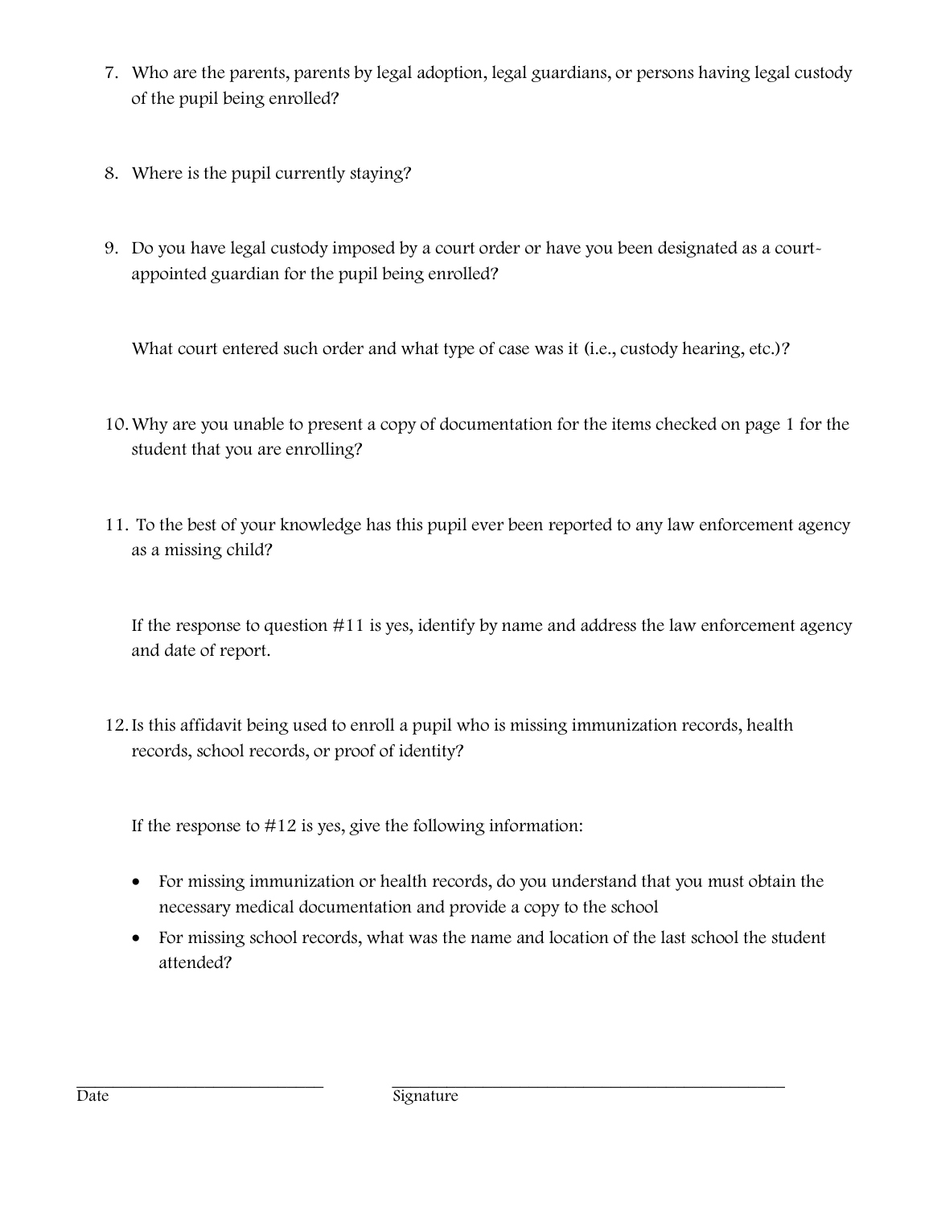7. Who are the parents, parents by legal adoption, legal guardians, or persons having legal custody of the pupil being enrolled?

8. Where is the pupil currently staying?

9. Do you have legal custody imposed by a court order or have you been designated as a court-appointed guardian for the pupil being enrolled?

   What court entered such order and what type of case was it (i.e., custody hearing, etc.)?

10. Why are you unable to present a copy of documentation for the items checked on page 1 for the student that you are enrolling?

11. To the best of your knowledge has this pupil ever been reported to any law enforcement agency as a missing child?

    If the response to question #11 is yes, identify by name and address the law enforcement agency and date of report.

12. Is this affidavit being used to enroll a pupil who is missing immunization records, health records, school records, or proof of identity?

    If the response to #12 is yes, give the following information:

    - For missing immunization or health records, do you understand that you must obtain the necessary medical documentation and provide a copy to the school
    - For missing school records, what was the name and location of the last school the student attended?

______________________________ Date

______________________________ Signature